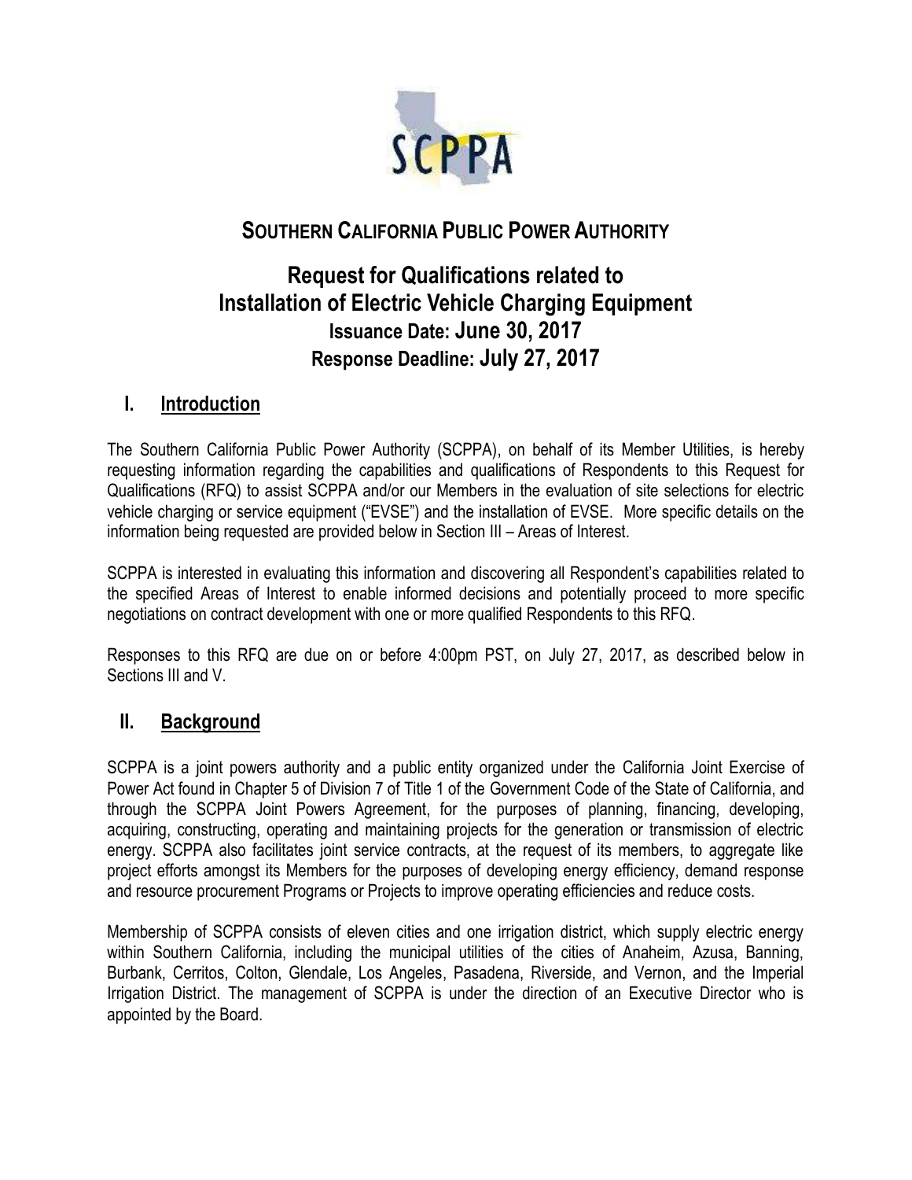# SOUTHERN CALIFORNIA PUBLIC POWER AUTHORITY

## Request for Qualifications related to Installation of Electric Vehicle Charging Equipment

### Issuance Date: June 30, 2017
### Response Deadline: July 27, 2017

## I. Introduction

The Southern California Public Power Authority (SCPPA), on behalf of its Member Utilities, is hereby requesting information regarding the capabilities and qualifications of Respondents to this Request for Qualifications (RFQ) to assist SCPPA and/or our Members in the evaluation of site selections for electric vehicle charging or service equipment ("EVSE") and the installation of EVSE. More specific details on the information being requested are provided below in Section III – Areas of Interest.

SCPPA is interested in evaluating this information and discovering all Respondent's capabilities related to the specified Areas of Interest to enable informed decisions and potentially proceed to more specific negotiations on contract development with one or more qualified Respondents to this RFQ.

Responses to this RFQ are due on or before 4:00pm PST, on July 27, 2017, as described below in Sections III and V.

## II. Background

SCPPA is a joint powers authority and a public entity organized under the California Joint Exercise of Power Act found in Chapter 5 of Division 7 of Title 1 of the Government Code of the State of California, and through the SCPPA Joint Powers Agreement, for the purposes of planning, financing, developing, acquiring, constructing, operating and maintaining projects for the generation or transmission of electric energy. SCPPA also facilitates joint service contracts, at the request of its members, to aggregate like project efforts amongst its Members for the purposes of developing energy efficiency, demand response and resource procurement Programs or Projects to improve operating efficiencies and reduce costs.

Membership of SCPPA consists of eleven cities and one irrigation district, which supply electric energy within Southern California, including the municipal utilities of the cities of Anaheim, Azusa, Banning, Burbank, Cerritos, Colton, Glendale, Los Angeles, Pasadena, Riverside, and Vernon, and the Imperial Irrigation District. The management of SCPPA is under the direction of an Executive Director who is appointed by the Board.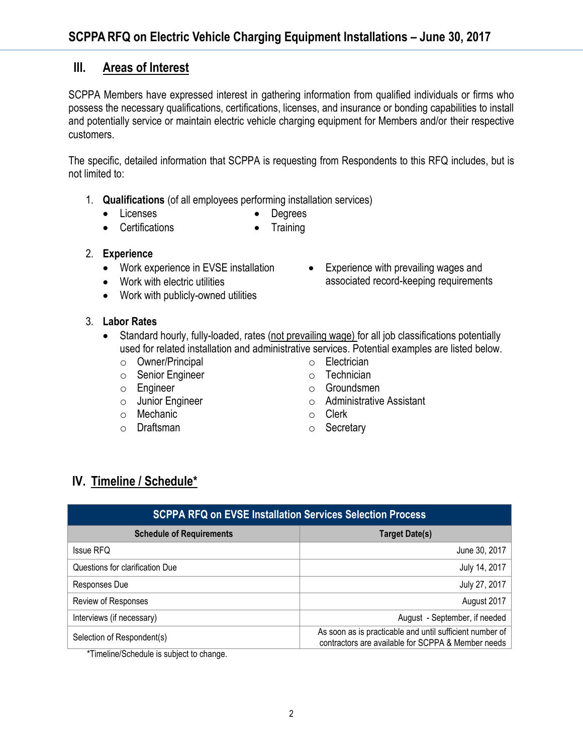## III. Areas of Interest

SCPPA Members have expressed interest in gathering information from qualified individuals or firms who possess the necessary qualifications, certifications, licenses, and insurance or bonding capabilities to install and potentially service or maintain electric vehicle charging equipment for Members and/or their respective customers.

The specific, detailed information that SCPPA is requesting from Respondents to this RFQ includes, but is not limited to:

1. **Qualifications** (of all employees performing installation services)
   - Licenses
   - Certifications
   - Degrees
   - Training

2. **Experience**
   - Work experience in EVSE installation
   - Work with electric utilities
   - Work with publicly-owned utilities
   - Experience with prevailing wages and associated record-keeping requirements

3. **Labor Rates**
   - Standard hourly, fully-loaded, rates (not prevailing wage) for all job classifications potentially used for related installation and administrative services. Potential examples are listed below.
     - Owner/Principal
     - Senior Engineer
     - Engineer
     - Junior Engineer
     - Mechanic
     - Draftsman
     - Electrician
     - Technician
     - Groundsmen
     - Administrative Assistant
     - Clerk
     - Secretary

## IV. Timeline / Schedule*

| SCPPA RFQ on EVSE Installation Services Selection Process | |
|---|---|
| **Schedule of Requirements** | **Target Date(s)** |
| Issue RFQ | June 30, 2017 |
| Questions for clarification Due | July 14, 2017 |
| Responses Due | July 27, 2017 |
| Review of Responses | August 2017 |
| Interviews (if necessary) | August - September, if needed |
| Selection of Respondent(s) | As soon as is practicable and until sufficient number of contractors are available for SCPPA & Member needs |

*Timeline/Schedule is subject to change.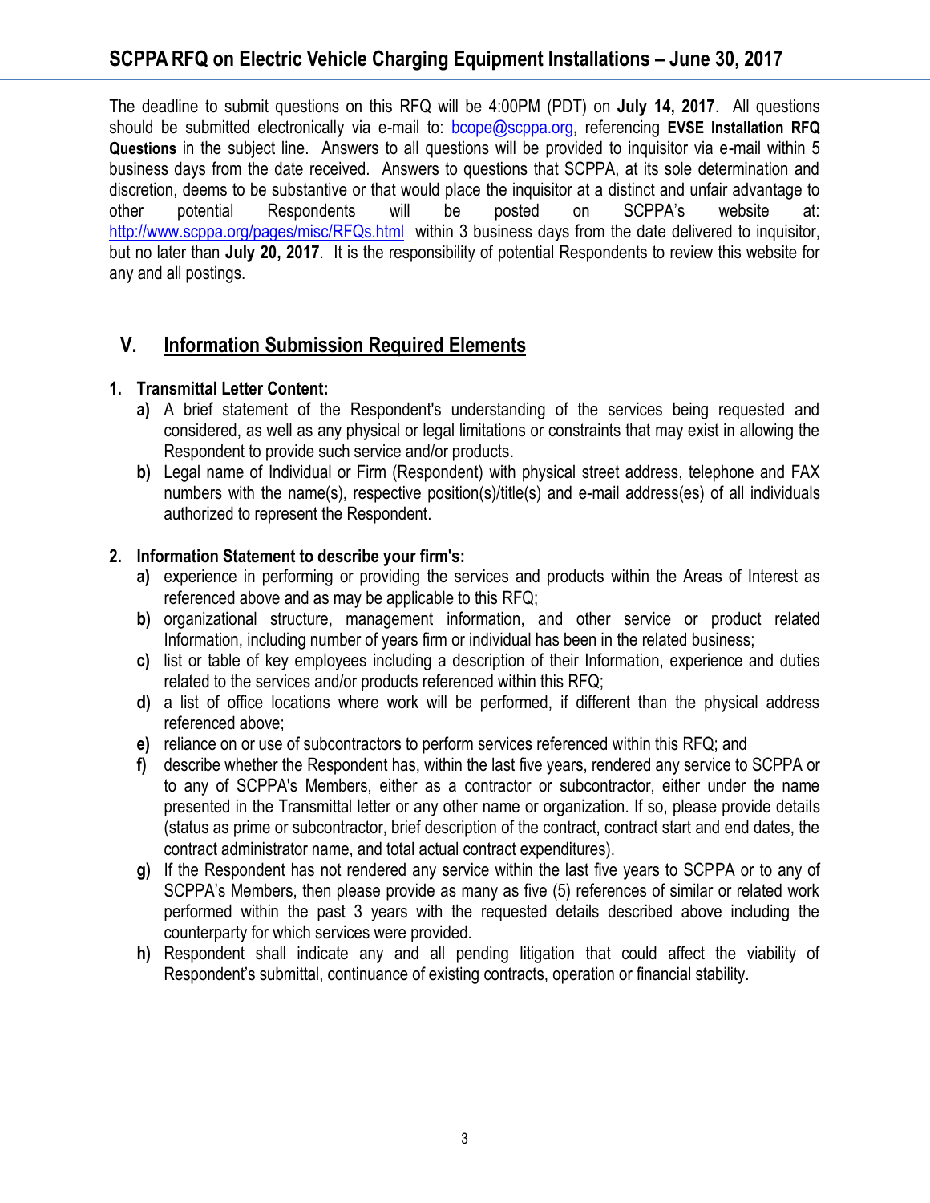The deadline to submit questions on this RFQ will be 4:00PM (PDT) on **July 14, 2017**. All questions should be submitted electronically via e-mail to: bcope@scppa.org, referencing **EVSE Installation RFQ Questions** in the subject line. Answers to all questions will be provided to inquisitor via e-mail within 5 business days from the date received. Answers to questions that SCPPA, at its sole determination and discretion, deems to be substantive or that would place the inquisitor at a distinct and unfair advantage to other potential Respondents will be posted on SCPPA's website at: http://www.scppa.org/pages/misc/RFQs.html within 3 business days from the date delivered to inquisitor, but no later than **July 20, 2017**. It is the responsibility of potential Respondents to review this website for any and all postings.

## V. Information Submission Required Elements

**1. Transmittal Letter Content:**

- **a)** A brief statement of the Respondent's understanding of the services being requested and considered, as well as any physical or legal limitations or constraints that may exist in allowing the Respondent to provide such service and/or products.
- **b)** Legal name of Individual or Firm (Respondent) with physical street address, telephone and FAX numbers with the name(s), respective position(s)/title(s) and e-mail address(es) of all individuals authorized to represent the Respondent.

**2. Information Statement to describe your firm's:**

- **a)** experience in performing or providing the services and products within the Areas of Interest as referenced above and as may be applicable to this RFQ;
- **b)** organizational structure, management information, and other service or product related Information, including number of years firm or individual has been in the related business;
- **c)** list or table of key employees including a description of their Information, experience and duties related to the services and/or products referenced within this RFQ;
- **d)** a list of office locations where work will be performed, if different than the physical address referenced above;
- **e)** reliance on or use of subcontractors to perform services referenced within this RFQ; and
- **f)** describe whether the Respondent has, within the last five years, rendered any service to SCPPA or to any of SCPPA's Members, either as a contractor or subcontractor, either under the name presented in the Transmittal letter or any other name or organization. If so, please provide details (status as prime or subcontractor, brief description of the contract, contract start and end dates, the contract administrator name, and total actual contract expenditures).
- **g)** If the Respondent has not rendered any service within the last five years to SCPPA or to any of SCPPA's Members, then please provide as many as five (5) references of similar or related work performed within the past 3 years with the requested details described above including the counterparty for which services were provided.
- **h)** Respondent shall indicate any and all pending litigation that could affect the viability of Respondent's submittal, continuance of existing contracts, operation or financial stability.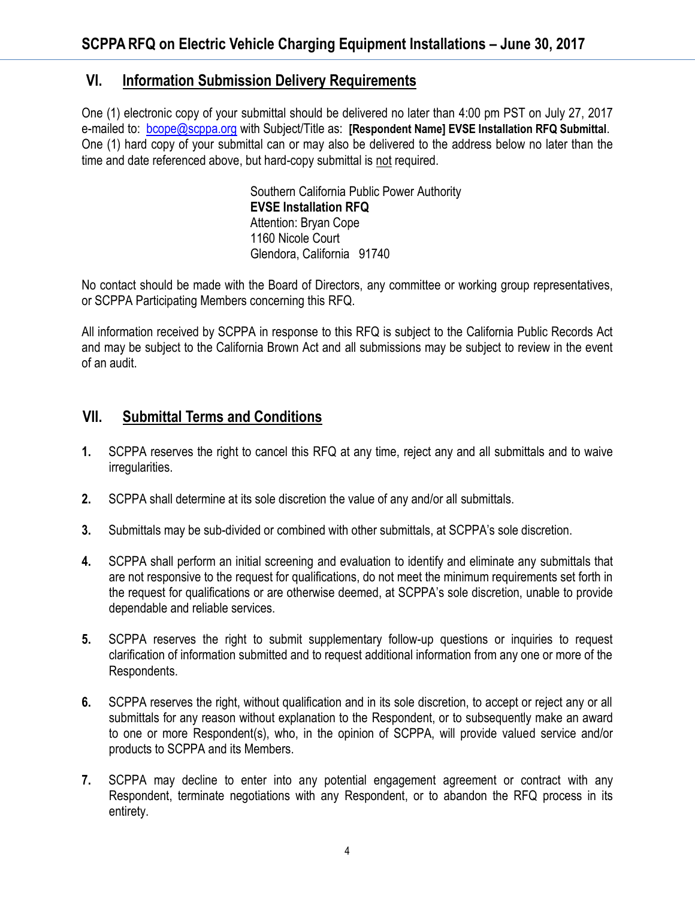## VI. Information Submission Delivery Requirements

One (1) electronic copy of your submittal should be delivered no later than 4:00 pm PST on July 27, 2017 e-mailed to: bcope@scppa.org with Subject/Title as: **[Respondent Name] EVSE Installation RFQ Submittal**. One (1) hard copy of your submittal can or may also be delivered to the address below no later than the time and date referenced above, but hard-copy submittal is not required.

Southern California Public Power Authority
**EVSE Installation RFQ**
Attention: Bryan Cope
1160 Nicole Court
Glendora, California 91740

No contact should be made with the Board of Directors, any committee or working group representatives, or SCPPA Participating Members concerning this RFQ.

All information received by SCPPA in response to this RFQ is subject to the California Public Records Act and may be subject to the California Brown Act and all submissions may be subject to review in the event of an audit.

## VII. Submittal Terms and Conditions

1. SCPPA reserves the right to cancel this RFQ at any time, reject any and all submittals and to waive irregularities.
2. SCPPA shall determine at its sole discretion the value of any and/or all submittals.
3. Submittals may be sub-divided or combined with other submittals, at SCPPA's sole discretion.
4. SCPPA shall perform an initial screening and evaluation to identify and eliminate any submittals that are not responsive to the request for qualifications, do not meet the minimum requirements set forth in the request for qualifications or are otherwise deemed, at SCPPA's sole discretion, unable to provide dependable and reliable services.
5. SCPPA reserves the right to submit supplementary follow-up questions or inquiries to request clarification of information submitted and to request additional information from any one or more of the Respondents.
6. SCPPA reserves the right, without qualification and in its sole discretion, to accept or reject any or all submittals for any reason without explanation to the Respondent, or to subsequently make an award to one or more Respondent(s), who, in the opinion of SCPPA, will provide valued service and/or products to SCPPA and its Members.
7. SCPPA may decline to enter into any potential engagement agreement or contract with any Respondent, terminate negotiations with any Respondent, or to abandon the RFQ process in its entirety.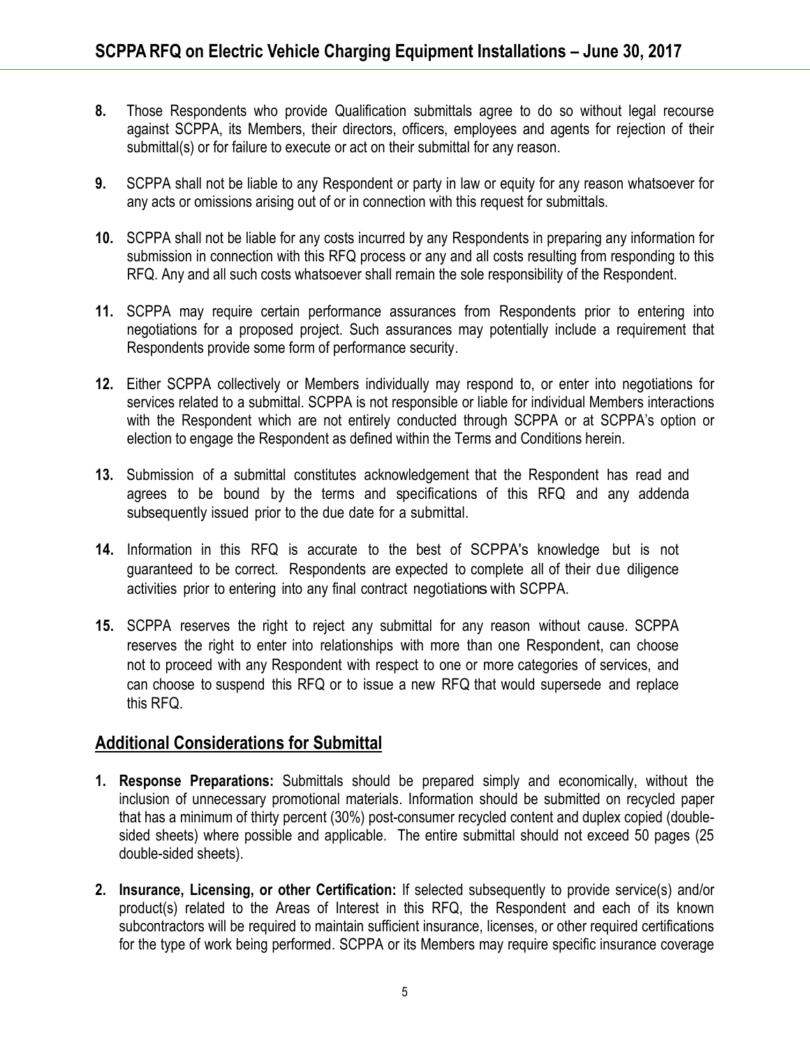8. Those Respondents who provide Qualification submittals agree to do so without legal recourse against SCPPA, its Members, their directors, officers, employees and agents for rejection of their submittal(s) or for failure to execute or act on their submittal for any reason.

9. SCPPA shall not be liable to any Respondent or party in law or equity for any reason whatsoever for any acts or omissions arising out of or in connection with this request for submittals.

10. SCPPA shall not be liable for any costs incurred by any Respondents in preparing any information for submission in connection with this RFQ process or any and all costs resulting from responding to this RFQ. Any and all such costs whatsoever shall remain the sole responsibility of the Respondent.

11. SCPPA may require certain performance assurances from Respondents prior to entering into negotiations for a proposed project. Such assurances may potentially include a requirement that Respondents provide some form of performance security.

12. Either SCPPA collectively or Members individually may respond to, or enter into negotiations for services related to a submittal. SCPPA is not responsible or liable for individual Members interactions with the Respondent which are not entirely conducted through SCPPA or at SCPPA's option or election to engage the Respondent as defined within the Terms and Conditions herein.

13. Submission of a submittal constitutes acknowledgement that the Respondent has read and agrees to be bound by the terms and specifications of this RFQ and any addenda subsequently issued prior to the due date for a submittal.

14. Information in this RFQ is accurate to the best of SCPPA's knowledge but is not guaranteed to be correct. Respondents are expected to complete all of their due diligence activities prior to entering into any final contract negotiations with SCPPA.

15. SCPPA reserves the right to reject any submittal for any reason without cause. SCPPA reserves the right to enter into relationships with more than one Respondent, can choose not to proceed with any Respondent with respect to one or more categories of services, and can choose to suspend this RFQ or to issue a new RFQ that would supersede and replace this RFQ.

## Additional Considerations for Submittal

1. **Response Preparations:** Submittals should be prepared simply and economically, without the inclusion of unnecessary promotional materials. Information should be submitted on recycled paper that has a minimum of thirty percent (30%) post-consumer recycled content and duplex copied (double-sided sheets) where possible and applicable. The entire submittal should not exceed 50 pages (25 double-sided sheets).

2. **Insurance, Licensing, or other Certification:** If selected subsequently to provide service(s) and/or product(s) related to the Areas of Interest in this RFQ, the Respondent and each of its known subcontractors will be required to maintain sufficient insurance, licenses, or other required certifications for the type of work being performed. SCPPA or its Members may require specific insurance coverage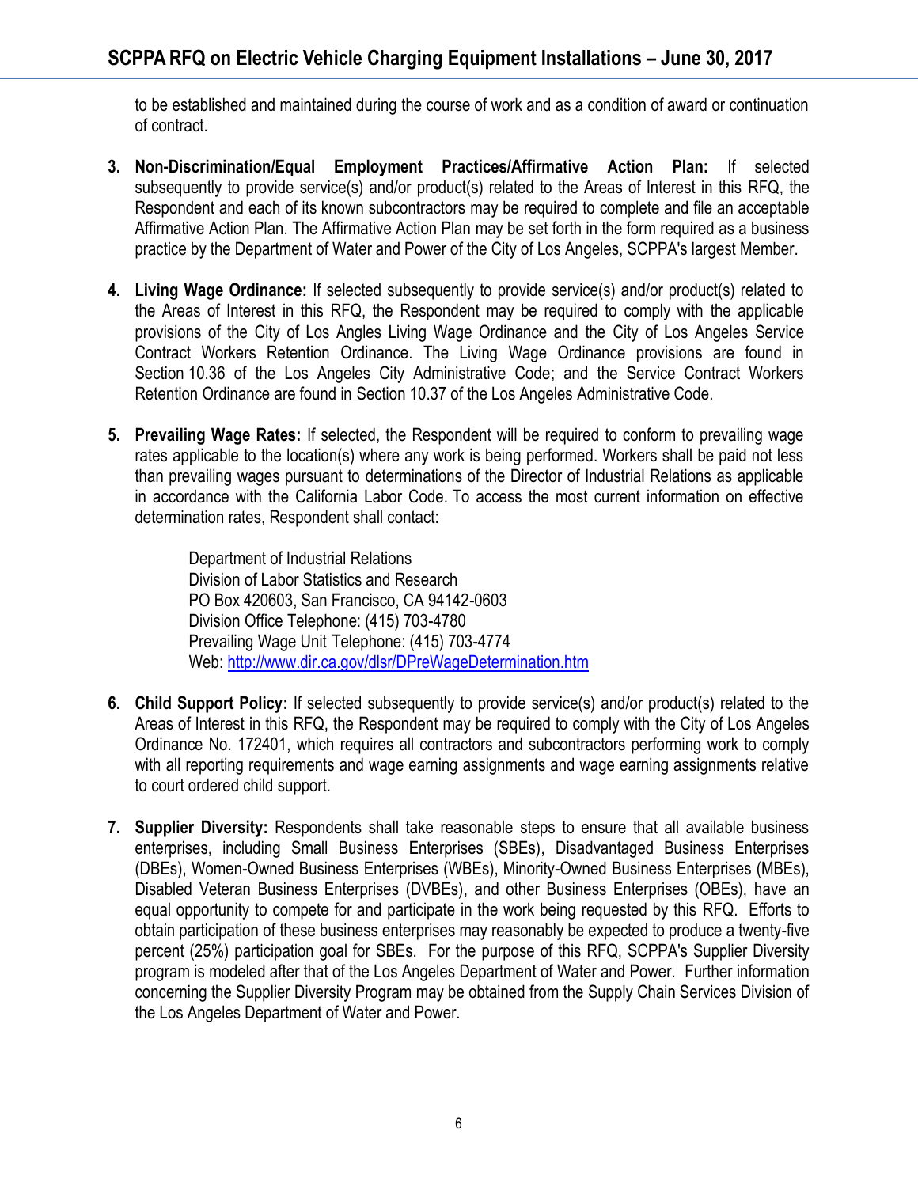to be established and maintained during the course of work and as a condition of award or continuation of contract.

3. **Non-Discrimination/Equal Employment Practices/Affirmative Action Plan:** If selected subsequently to provide service(s) and/or product(s) related to the Areas of Interest in this RFQ, the Respondent and each of its known subcontractors may be required to complete and file an acceptable Affirmative Action Plan. The Affirmative Action Plan may be set forth in the form required as a business practice by the Department of Water and Power of the City of Los Angeles, SCPPA's largest Member.

4. **Living Wage Ordinance:** If selected subsequently to provide service(s) and/or product(s) related to the Areas of Interest in this RFQ, the Respondent may be required to comply with the applicable provisions of the City of Los Angles Living Wage Ordinance and the City of Los Angeles Service Contract Workers Retention Ordinance. The Living Wage Ordinance provisions are found in Section 10.36 of the Los Angeles City Administrative Code; and the Service Contract Workers Retention Ordinance are found in Section 10.37 of the Los Angeles Administrative Code.

5. **Prevailing Wage Rates:** If selected, the Respondent will be required to conform to prevailing wage rates applicable to the location(s) where any work is being performed. Workers shall be paid not less than prevailing wages pursuant to determinations of the Director of Industrial Relations as applicable in accordance with the California Labor Code. To access the most current information on effective determination rates, Respondent shall contact:

   Department of Industrial Relations
   Division of Labor Statistics and Research
   PO Box 420603, San Francisco, CA 94142-0603
   Division Office Telephone: (415) 703-4780
   Prevailing Wage Unit Telephone: (415) 703-4774
   Web: http://www.dir.ca.gov/dlsr/DPreWageDetermination.htm

6. **Child Support Policy:** If selected subsequently to provide service(s) and/or product(s) related to the Areas of Interest in this RFQ, the Respondent may be required to comply with the City of Los Angeles Ordinance No. 172401, which requires all contractors and subcontractors performing work to comply with all reporting requirements and wage earning assignments and wage earning assignments relative to court ordered child support.

7. **Supplier Diversity:** Respondents shall take reasonable steps to ensure that all available business enterprises, including Small Business Enterprises (SBEs), Disadvantaged Business Enterprises (DBEs), Women-Owned Business Enterprises (WBEs), Minority-Owned Business Enterprises (MBEs), Disabled Veteran Business Enterprises (DVBEs), and other Business Enterprises (OBEs), have an equal opportunity to compete for and participate in the work being requested by this RFQ. Efforts to obtain participation of these business enterprises may reasonably be expected to produce a twenty-five percent (25%) participation goal for SBEs. For the purpose of this RFQ, SCPPA's Supplier Diversity program is modeled after that of the Los Angeles Department of Water and Power. Further information concerning the Supplier Diversity Program may be obtained from the Supply Chain Services Division of the Los Angeles Department of Water and Power.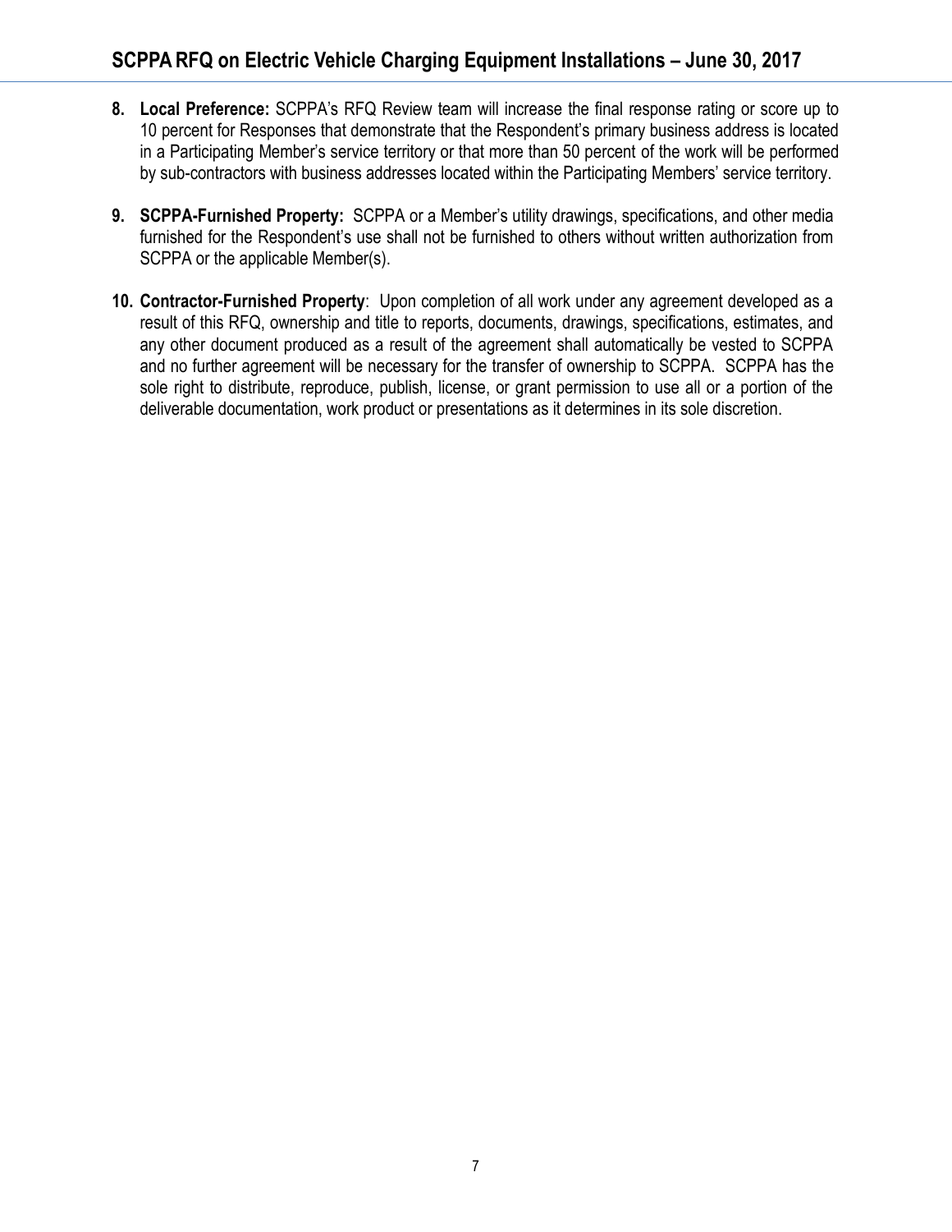8. **Local Preference:** SCPPA's RFQ Review team will increase the final response rating or score up to 10 percent for Responses that demonstrate that the Respondent's primary business address is located in a Participating Member's service territory or that more than 50 percent of the work will be performed by sub-contractors with business addresses located within the Participating Members' service territory.

9. **SCPPA-Furnished Property:** SCPPA or a Member's utility drawings, specifications, and other media furnished for the Respondent's use shall not be furnished to others without written authorization from SCPPA or the applicable Member(s).

10. **Contractor-Furnished Property**: Upon completion of all work under any agreement developed as a result of this RFQ, ownership and title to reports, documents, drawings, specifications, estimates, and any other document produced as a result of the agreement shall automatically be vested to SCPPA and no further agreement will be necessary for the transfer of ownership to SCPPA. SCPPA has the sole right to distribute, reproduce, publish, license, or grant permission to use all or a portion of the deliverable documentation, work product or presentations as it determines in its sole discretion.